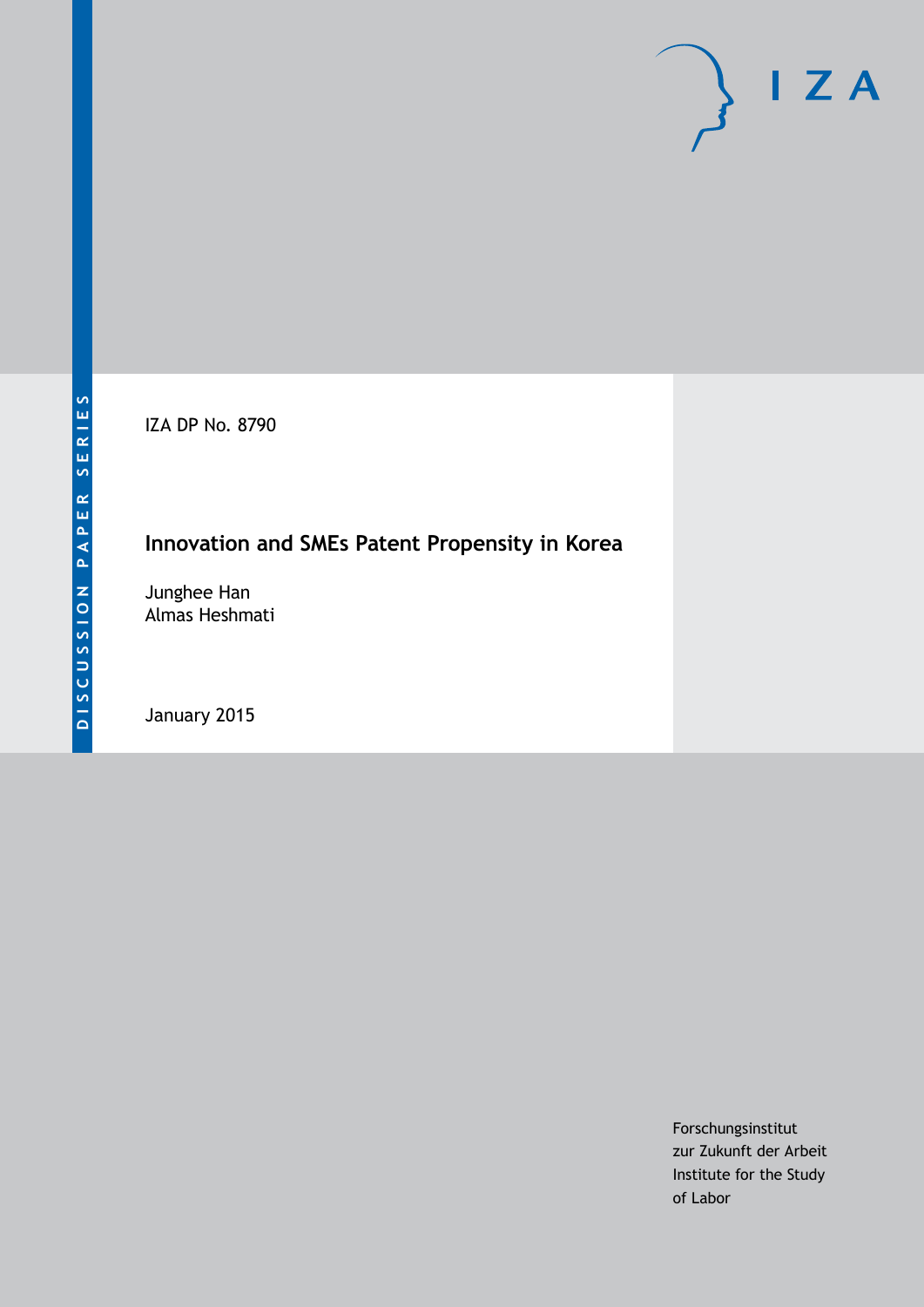DISCUSSION PAPER SERIES

IZA

IZA DP No. 8790

# Innovation and SMEs Patent Propensity in Korea

Junghee Han
Almas Heshmati

January 2015

Forschungsinstitut
zur Zukunft der Arbeit
Institute for the Study
of Labor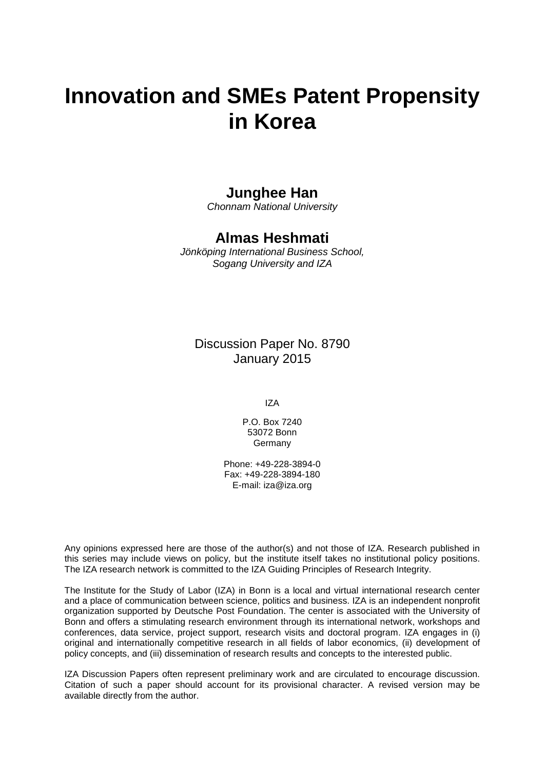# Innovation and SMEs Patent Propensity in Korea

**Junghee Han**

*Chonnam National University*

**Almas Heshmati**

*Jönköping International Business School, Sogang University and IZA*

Discussion Paper No. 8790
January 2015

IZA

P.O. Box 7240
53072 Bonn
Germany

Phone: +49-228-3894-0
Fax: +49-228-3894-180
E-mail: iza@iza.org

Any opinions expressed here are those of the author(s) and not those of IZA. Research published in this series may include views on policy, but the institute itself takes no institutional policy positions. The IZA research network is committed to the IZA Guiding Principles of Research Integrity.

The Institute for the Study of Labor (IZA) in Bonn is a local and virtual international research center and a place of communication between science, politics and business. IZA is an independent nonprofit organization supported by Deutsche Post Foundation. The center is associated with the University of Bonn and offers a stimulating research environment through its international network, workshops and conferences, data service, project support, research visits and doctoral program. IZA engages in (i) original and internationally competitive research in all fields of labor economics, (ii) development of policy concepts, and (iii) dissemination of research results and concepts to the interested public.

IZA Discussion Papers often represent preliminary work and are circulated to encourage discussion. Citation of such a paper should account for its provisional character. A revised version may be available directly from the author.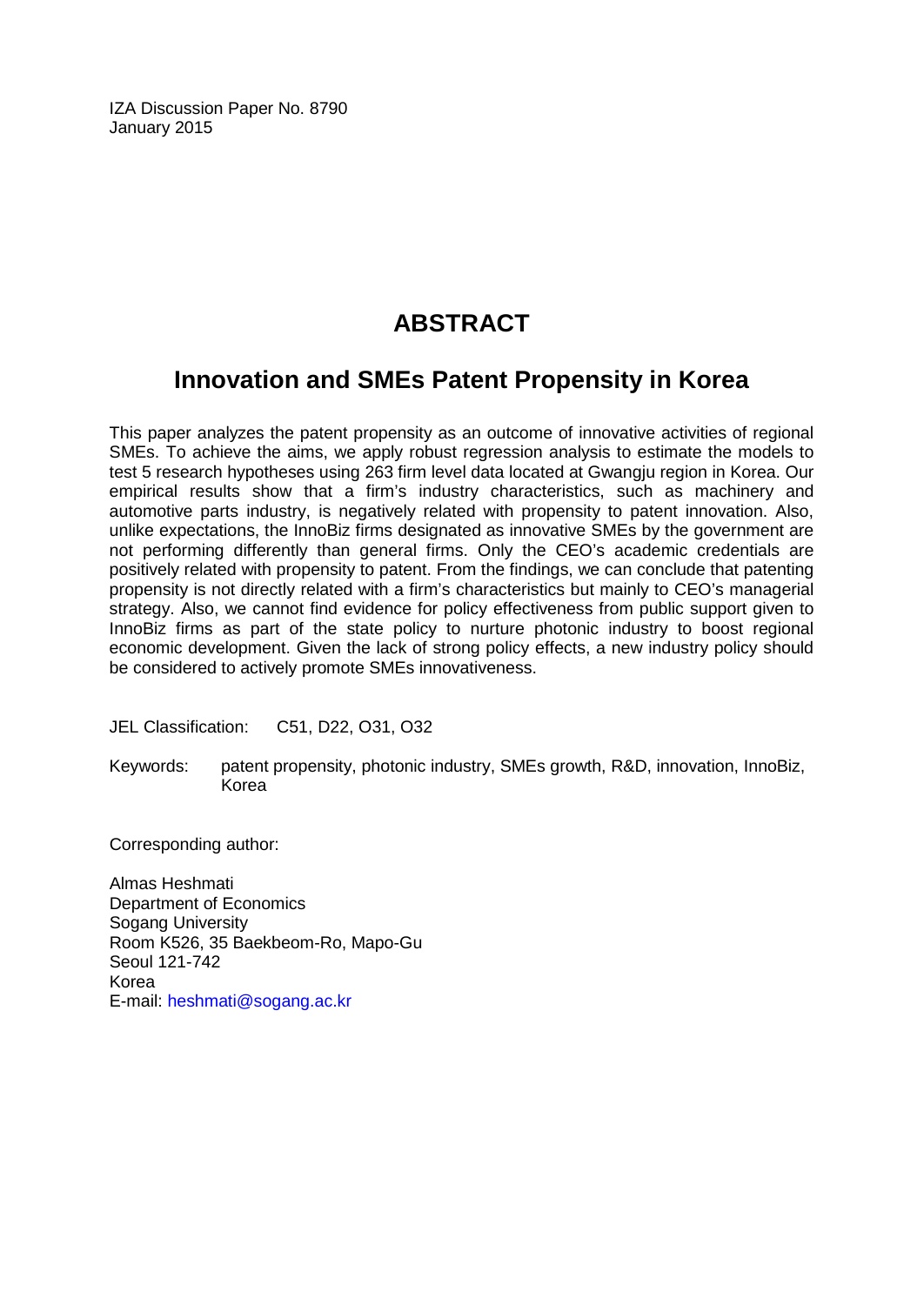IZA Discussion Paper No. 8790
January 2015

# ABSTRACT

## Innovation and SMEs Patent Propensity in Korea

This paper analyzes the patent propensity as an outcome of innovative activities of regional SMEs. To achieve the aims, we apply robust regression analysis to estimate the models to test 5 research hypotheses using 263 firm level data located at Gwangju region in Korea. Our empirical results show that a firm's industry characteristics, such as machinery and automotive parts industry, is negatively related with propensity to patent innovation. Also, unlike expectations, the InnoBiz firms designated as innovative SMEs by the government are not performing differently than general firms. Only the CEO's academic credentials are positively related with propensity to patent. From the findings, we can conclude that patenting propensity is not directly related with a firm's characteristics but mainly to CEO's managerial strategy. Also, we cannot find evidence for policy effectiveness from public support given to InnoBiz firms as part of the state policy to nurture photonic industry to boost regional economic development. Given the lack of strong policy effects, a new industry policy should be considered to actively promote SMEs innovativeness.

JEL Classification: C51, D22, O31, O32

Keywords: patent propensity, photonic industry, SMEs growth, R&D, innovation, InnoBiz, Korea

Corresponding author:

Almas Heshmati
Department of Economics
Sogang University
Room K526, 35 Baekbeom-Ro, Mapo-Gu
Seoul 121-742
Korea
E-mail: heshmati@sogang.ac.kr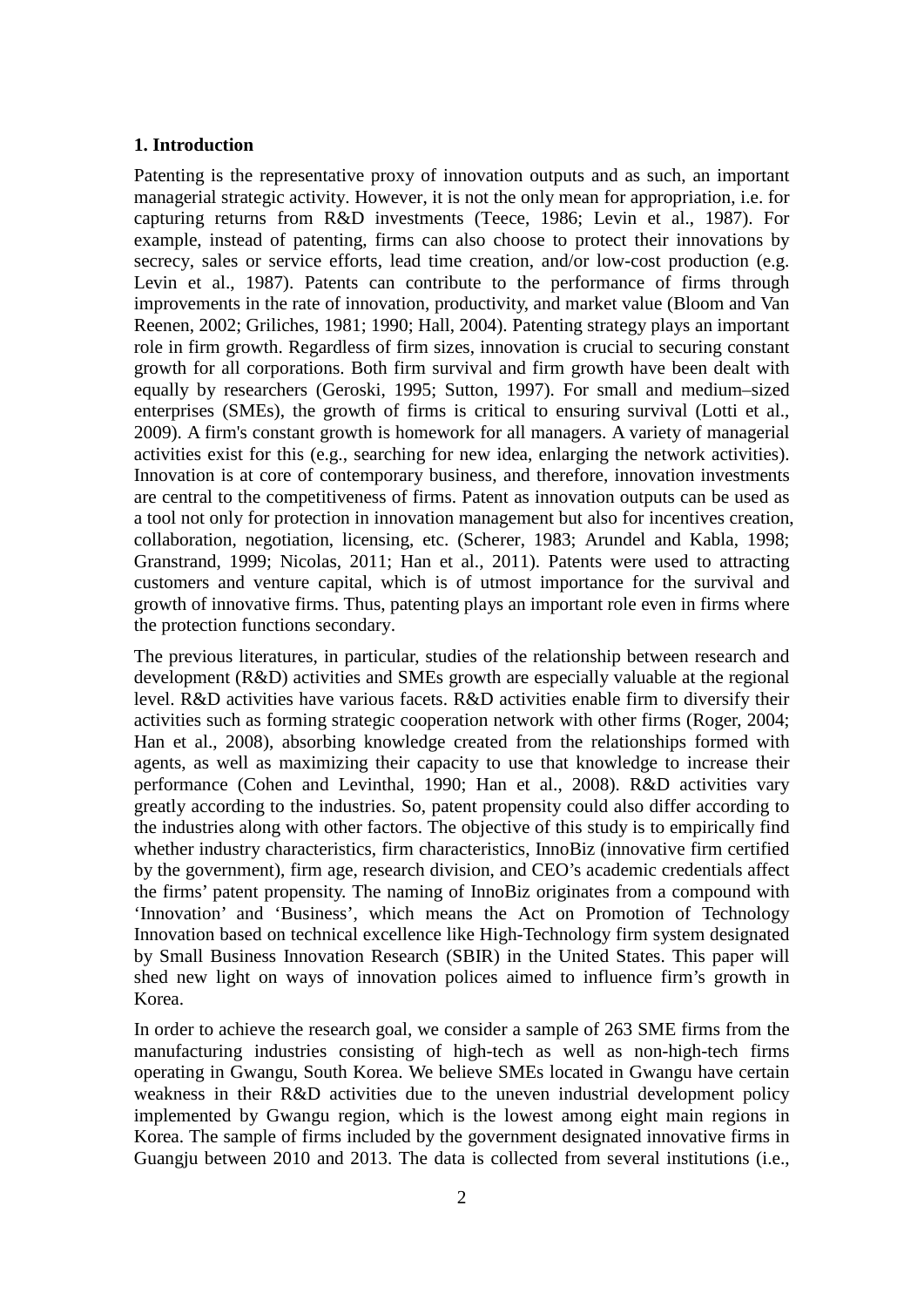## 1. Introduction

Patenting is the representative proxy of innovation outputs and as such, an important managerial strategic activity. However, it is not the only mean for appropriation, i.e. for capturing returns from R&D investments (Teece, 1986; Levin et al., 1987). For example, instead of patenting, firms can also choose to protect their innovations by secrecy, sales or service efforts, lead time creation, and/or low-cost production (e.g. Levin et al., 1987). Patents can contribute to the performance of firms through improvements in the rate of innovation, productivity, and market value (Bloom and Van Reenen, 2002; Griliches, 1981; 1990; Hall, 2004). Patenting strategy plays an important role in firm growth. Regardless of firm sizes, innovation is crucial to securing constant growth for all corporations. Both firm survival and firm growth have been dealt with equally by researchers (Geroski, 1995; Sutton, 1997). For small and medium–sized enterprises (SMEs), the growth of firms is critical to ensuring survival (Lotti et al., 2009). A firm's constant growth is homework for all managers. A variety of managerial activities exist for this (e.g., searching for new idea, enlarging the network activities). Innovation is at core of contemporary business, and therefore, innovation investments are central to the competitiveness of firms. Patent as innovation outputs can be used as a tool not only for protection in innovation management but also for incentives creation, collaboration, negotiation, licensing, etc. (Scherer, 1983; Arundel and Kabla, 1998; Granstrand, 1999; Nicolas, 2011; Han et al., 2011). Patents were used to attracting customers and venture capital, which is of utmost importance for the survival and growth of innovative firms. Thus, patenting plays an important role even in firms where the protection functions secondary.

The previous literatures, in particular, studies of the relationship between research and development (R&D) activities and SMEs growth are especially valuable at the regional level. R&D activities have various facets. R&D activities enable firm to diversify their activities such as forming strategic cooperation network with other firms (Roger, 2004; Han et al., 2008), absorbing knowledge created from the relationships formed with agents, as well as maximizing their capacity to use that knowledge to increase their performance (Cohen and Levinthal, 1990; Han et al., 2008). R&D activities vary greatly according to the industries. So, patent propensity could also differ according to the industries along with other factors. The objective of this study is to empirically find whether industry characteristics, firm characteristics, InnoBiz (innovative firm certified by the government), firm age, research division, and CEO's academic credentials affect the firms' patent propensity. The naming of InnoBiz originates from a compound with 'Innovation' and 'Business', which means the Act on Promotion of Technology Innovation based on technical excellence like High-Technology firm system designated by Small Business Innovation Research (SBIR) in the United States. This paper will shed new light on ways of innovation polices aimed to influence firm's growth in Korea.

In order to achieve the research goal, we consider a sample of 263 SME firms from the manufacturing industries consisting of high-tech as well as non-high-tech firms operating in Gwangu, South Korea. We believe SMEs located in Gwangu have certain weakness in their R&D activities due to the uneven industrial development policy implemented by Gwangu region, which is the lowest among eight main regions in Korea. The sample of firms included by the government designated innovative firms in Guangju between 2010 and 2013. The data is collected from several institutions (i.e.,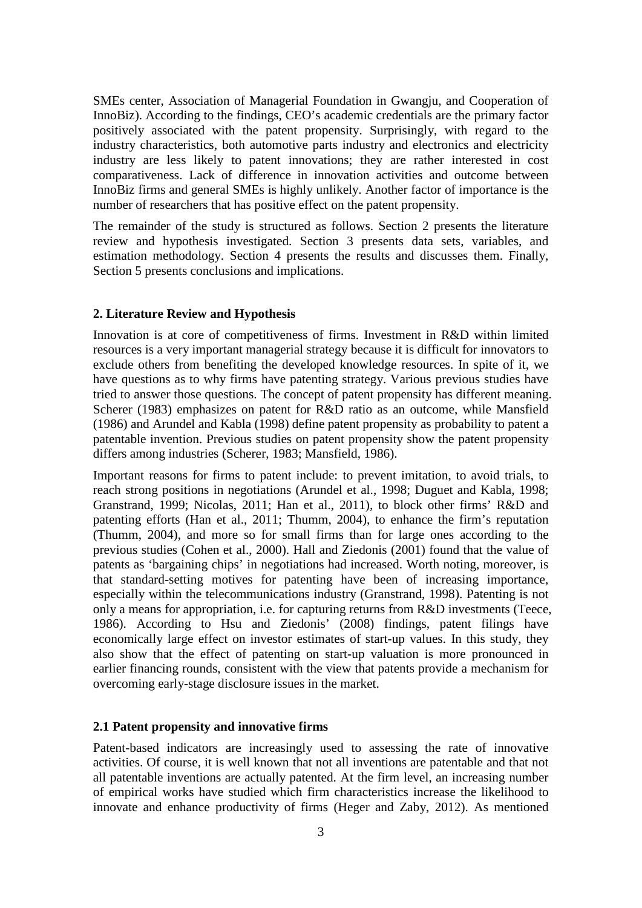SMEs center, Association of Managerial Foundation in Gwangju, and Cooperation of InnoBiz). According to the findings, CEO's academic credentials are the primary factor positively associated with the patent propensity. Surprisingly, with regard to the industry characteristics, both automotive parts industry and electronics and electricity industry are less likely to patent innovations; they are rather interested in cost comparativeness. Lack of difference in innovation activities and outcome between InnoBiz firms and general SMEs is highly unlikely. Another factor of importance is the number of researchers that has positive effect on the patent propensity.

The remainder of the study is structured as follows. Section 2 presents the literature review and hypothesis investigated. Section 3 presents data sets, variables, and estimation methodology. Section 4 presents the results and discusses them. Finally, Section 5 presents conclusions and implications.

## 2. Literature Review and Hypothesis

Innovation is at core of competitiveness of firms. Investment in R&D within limited resources is a very important managerial strategy because it is difficult for innovators to exclude others from benefiting the developed knowledge resources. In spite of it, we have questions as to why firms have patenting strategy. Various previous studies have tried to answer those questions. The concept of patent propensity has different meaning. Scherer (1983) emphasizes on patent for R&D ratio as an outcome, while Mansfield (1986) and Arundel and Kabla (1998) define patent propensity as probability to patent a patentable invention. Previous studies on patent propensity show the patent propensity differs among industries (Scherer, 1983; Mansfield, 1986).

Important reasons for firms to patent include: to prevent imitation, to avoid trials, to reach strong positions in negotiations (Arundel et al., 1998; Duguet and Kabla, 1998; Granstrand, 1999; Nicolas, 2011; Han et al., 2011), to block other firms' R&D and patenting efforts (Han et al., 2011; Thumm, 2004), to enhance the firm's reputation (Thumm, 2004), and more so for small firms than for large ones according to the previous studies (Cohen et al., 2000). Hall and Ziedonis (2001) found that the value of patents as 'bargaining chips' in negotiations had increased. Worth noting, moreover, is that standard-setting motives for patenting have been of increasing importance, especially within the telecommunications industry (Granstrand, 1998). Patenting is not only a means for appropriation, i.e. for capturing returns from R&D investments (Teece, 1986). According to Hsu and Ziedonis' (2008) findings, patent filings have economically large effect on investor estimates of start-up values. In this study, they also show that the effect of patenting on start-up valuation is more pronounced in earlier financing rounds, consistent with the view that patents provide a mechanism for overcoming early-stage disclosure issues in the market.

### 2.1 Patent propensity and innovative firms

Patent-based indicators are increasingly used to assessing the rate of innovative activities. Of course, it is well known that not all inventions are patentable and that not all patentable inventions are actually patented. At the firm level, an increasing number of empirical works have studied which firm characteristics increase the likelihood to innovate and enhance productivity of firms (Heger and Zaby, 2012). As mentioned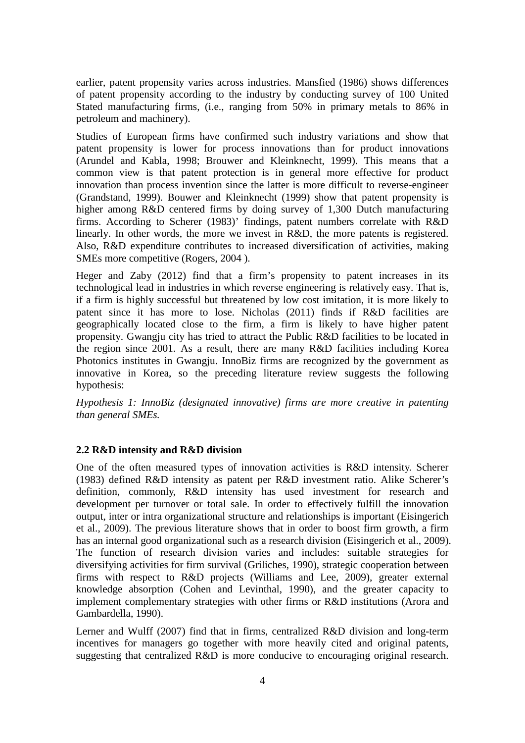earlier, patent propensity varies across industries. Mansfied (1986) shows differences of patent propensity according to the industry by conducting survey of 100 United Stated manufacturing firms, (i.e., ranging from 50% in primary metals to 86% in petroleum and machinery).

Studies of European firms have confirmed such industry variations and show that patent propensity is lower for process innovations than for product innovations (Arundel and Kabla, 1998; Brouwer and Kleinknecht, 1999). This means that a common view is that patent protection is in general more effective for product innovation than process invention since the latter is more difficult to reverse-engineer (Grandstand, 1999). Bouwer and Kleinknecht (1999) show that patent propensity is higher among R&D centered firms by doing survey of 1,300 Dutch manufacturing firms. According to Scherer (1983)' findings, patent numbers correlate with R&D linearly. In other words, the more we invest in R&D, the more patents is registered. Also, R&D expenditure contributes to increased diversification of activities, making SMEs more competitive (Rogers, 2004 ).

Heger and Zaby (2012) find that a firm's propensity to patent increases in its technological lead in industries in which reverse engineering is relatively easy. That is, if a firm is highly successful but threatened by low cost imitation, it is more likely to patent since it has more to lose. Nicholas (2011) finds if R&D facilities are geographically located close to the firm, a firm is likely to have higher patent propensity. Gwangju city has tried to attract the Public R&D facilities to be located in the region since 2001. As a result, there are many R&D facilities including Korea Photonics institutes in Gwangju. InnoBiz firms are recognized by the government as innovative in Korea, so the preceding literature review suggests the following hypothesis:

*Hypothesis 1: InnoBiz (designated innovative) firms are more creative in patenting than general SMEs.*

### 2.2 R&D intensity and R&D division

One of the often measured types of innovation activities is R&D intensity. Scherer (1983) defined R&D intensity as patent per R&D investment ratio. Alike Scherer's definition, commonly, R&D intensity has used investment for research and development per turnover or total sale. In order to effectively fulfill the innovation output, inter or intra organizational structure and relationships is important (Eisingerich et al., 2009). The previous literature shows that in order to boost firm growth, a firm has an internal good organizational such as a research division (Eisingerich et al., 2009). The function of research division varies and includes: suitable strategies for diversifying activities for firm survival (Griliches, 1990), strategic cooperation between firms with respect to R&D projects (Williams and Lee, 2009), greater external knowledge absorption (Cohen and Levinthal, 1990), and the greater capacity to implement complementary strategies with other firms or R&D institutions (Arora and Gambardella, 1990).

Lerner and Wulff (2007) find that in firms, centralized R&D division and long-term incentives for managers go together with more heavily cited and original patents, suggesting that centralized R&D is more conducive to encouraging original research.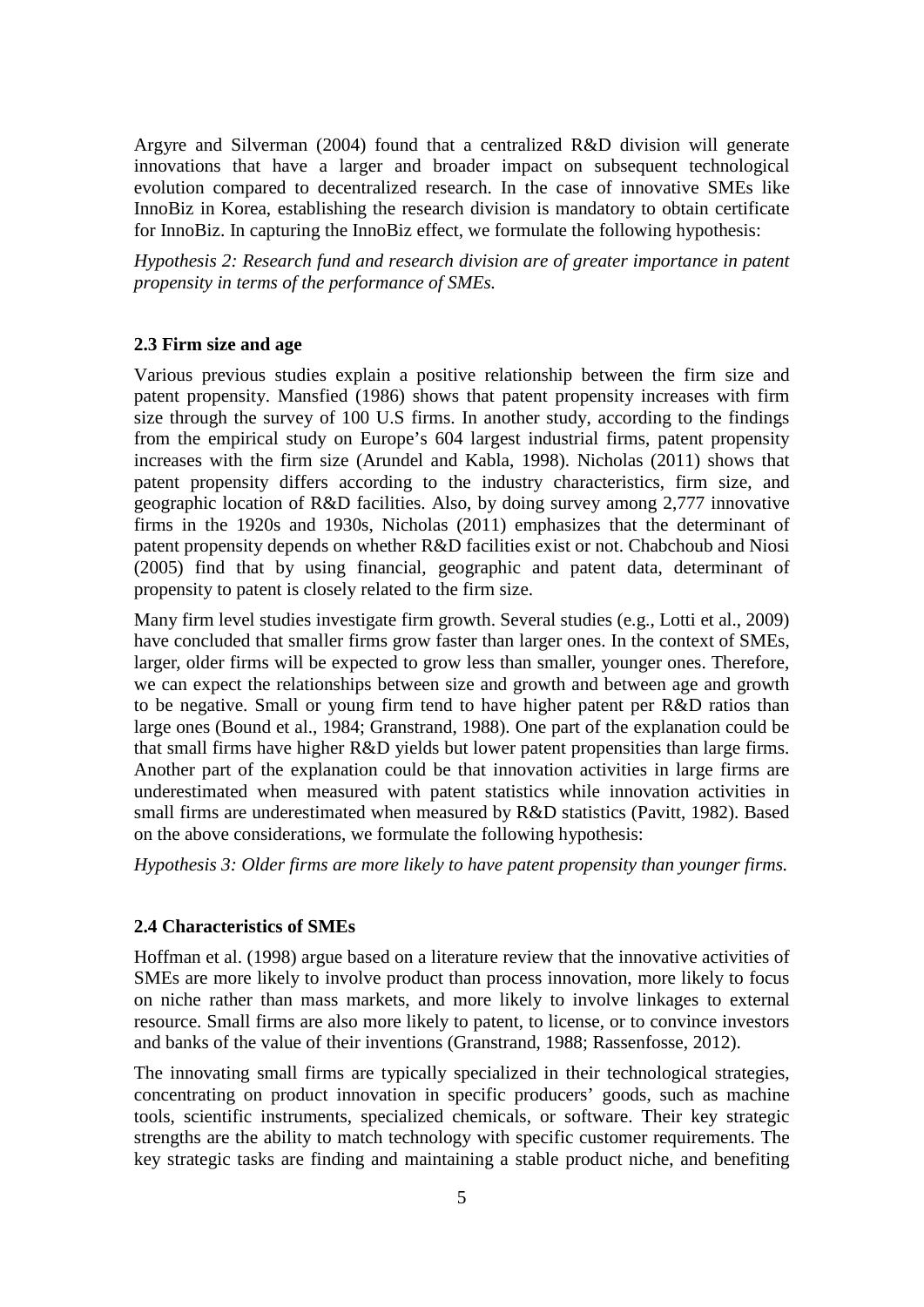Argyre and Silverman (2004) found that a centralized R&D division will generate innovations that have a larger and broader impact on subsequent technological evolution compared to decentralized research. In the case of innovative SMEs like InnoBiz in Korea, establishing the research division is mandatory to obtain certificate for InnoBiz. In capturing the InnoBiz effect, we formulate the following hypothesis:

*Hypothesis 2: Research fund and research division are of greater importance in patent propensity in terms of the performance of SMEs.*

### 2.3 Firm size and age

Various previous studies explain a positive relationship between the firm size and patent propensity. Mansfied (1986) shows that patent propensity increases with firm size through the survey of 100 U.S firms. In another study, according to the findings from the empirical study on Europe's 604 largest industrial firms, patent propensity increases with the firm size (Arundel and Kabla, 1998). Nicholas (2011) shows that patent propensity differs according to the industry characteristics, firm size, and geographic location of R&D facilities. Also, by doing survey among 2,777 innovative firms in the 1920s and 1930s, Nicholas (2011) emphasizes that the determinant of patent propensity depends on whether R&D facilities exist or not. Chabchoub and Niosi (2005) find that by using financial, geographic and patent data, determinant of propensity to patent is closely related to the firm size.

Many firm level studies investigate firm growth. Several studies (e.g., Lotti et al., 2009) have concluded that smaller firms grow faster than larger ones. In the context of SMEs, larger, older firms will be expected to grow less than smaller, younger ones. Therefore, we can expect the relationships between size and growth and between age and growth to be negative. Small or young firm tend to have higher patent per R&D ratios than large ones (Bound et al., 1984; Granstrand, 1988). One part of the explanation could be that small firms have higher R&D yields but lower patent propensities than large firms. Another part of the explanation could be that innovation activities in large firms are underestimated when measured with patent statistics while innovation activities in small firms are underestimated when measured by R&D statistics (Pavitt, 1982). Based on the above considerations, we formulate the following hypothesis:

*Hypothesis 3: Older firms are more likely to have patent propensity than younger firms.*

### 2.4 Characteristics of SMEs

Hoffman et al. (1998) argue based on a literature review that the innovative activities of SMEs are more likely to involve product than process innovation, more likely to focus on niche rather than mass markets, and more likely to involve linkages to external resource. Small firms are also more likely to patent, to license, or to convince investors and banks of the value of their inventions (Granstrand, 1988; Rassenfosse, 2012).

The innovating small firms are typically specialized in their technological strategies, concentrating on product innovation in specific producers' goods, such as machine tools, scientific instruments, specialized chemicals, or software. Their key strategic strengths are the ability to match technology with specific customer requirements. The key strategic tasks are finding and maintaining a stable product niche, and benefiting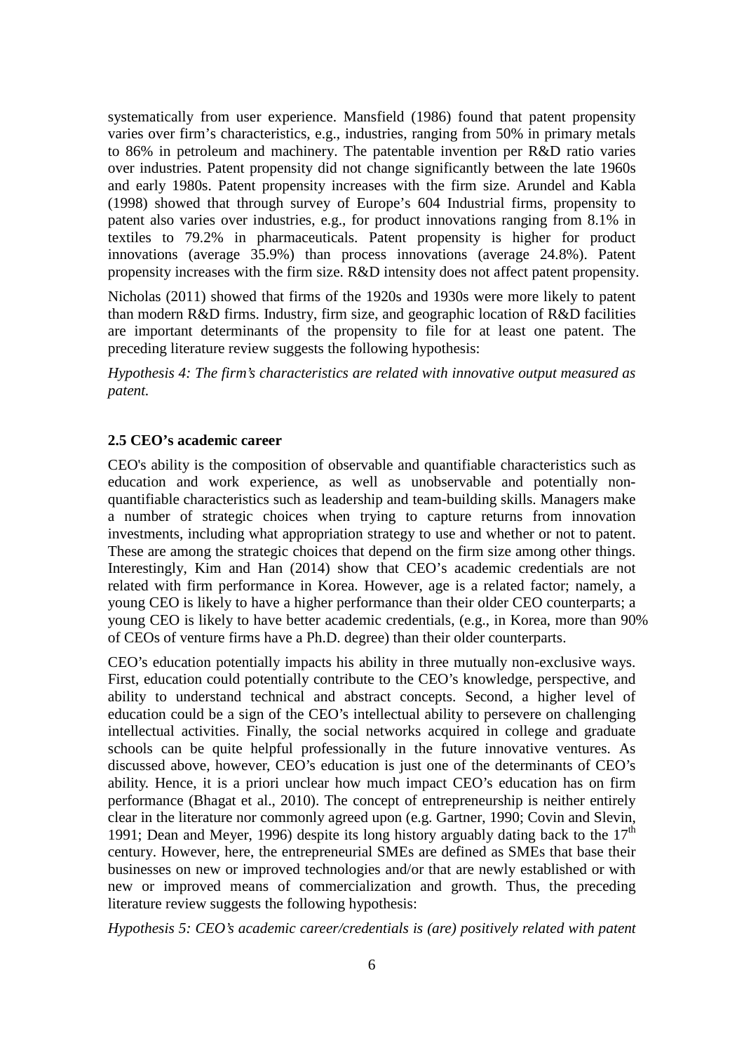systematically from user experience. Mansfield (1986) found that patent propensity varies over firm's characteristics, e.g., industries, ranging from 50% in primary metals to 86% in petroleum and machinery. The patentable invention per R&D ratio varies over industries. Patent propensity did not change significantly between the late 1960s and early 1980s. Patent propensity increases with the firm size. Arundel and Kabla (1998) showed that through survey of Europe's 604 Industrial firms, propensity to patent also varies over industries, e.g., for product innovations ranging from 8.1% in textiles to 79.2% in pharmaceuticals. Patent propensity is higher for product innovations (average 35.9%) than process innovations (average 24.8%). Patent propensity increases with the firm size. R&D intensity does not affect patent propensity.

Nicholas (2011) showed that firms of the 1920s and 1930s were more likely to patent than modern R&D firms. Industry, firm size, and geographic location of R&D facilities are important determinants of the propensity to file for at least one patent. The preceding literature review suggests the following hypothesis:

*Hypothesis 4: The firm's characteristics are related with innovative output measured as patent.*

### 2.5 CEO's academic career

CEO's ability is the composition of observable and quantifiable characteristics such as education and work experience, as well as unobservable and potentially non-quantifiable characteristics such as leadership and team-building skills. Managers make a number of strategic choices when trying to capture returns from innovation investments, including what appropriation strategy to use and whether or not to patent. These are among the strategic choices that depend on the firm size among other things. Interestingly, Kim and Han (2014) show that CEO's academic credentials are not related with firm performance in Korea. However, age is a related factor; namely, a young CEO is likely to have a higher performance than their older CEO counterparts; a young CEO is likely to have better academic credentials, (e.g., in Korea, more than 90% of CEOs of venture firms have a Ph.D. degree) than their older counterparts.

CEO's education potentially impacts his ability in three mutually non-exclusive ways. First, education could potentially contribute to the CEO's knowledge, perspective, and ability to understand technical and abstract concepts. Second, a higher level of education could be a sign of the CEO's intellectual ability to persevere on challenging intellectual activities. Finally, the social networks acquired in college and graduate schools can be quite helpful professionally in the future innovative ventures. As discussed above, however, CEO's education is just one of the determinants of CEO's ability. Hence, it is a priori unclear how much impact CEO's education has on firm performance (Bhagat et al., 2010). The concept of entrepreneurship is neither entirely clear in the literature nor commonly agreed upon (e.g. Gartner, 1990; Covin and Slevin, 1991; Dean and Meyer, 1996) despite its long history arguably dating back to the 17th century. However, here, the entrepreneurial SMEs are defined as SMEs that base their businesses on new or improved technologies and/or that are newly established or with new or improved means of commercialization and growth. Thus, the preceding literature review suggests the following hypothesis:

*Hypothesis 5: CEO's academic career/credentials is (are) positively related with patent*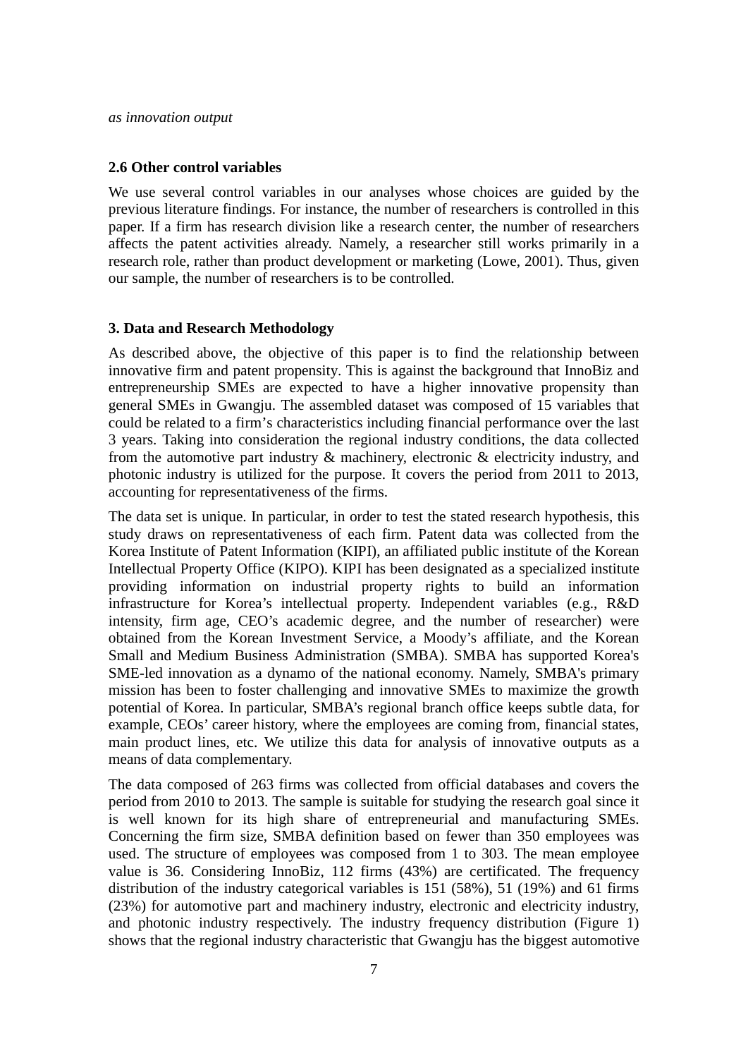*as innovation output*

### 2.6 Other control variables

We use several control variables in our analyses whose choices are guided by the previous literature findings. For instance, the number of researchers is controlled in this paper. If a firm has research division like a research center, the number of researchers affects the patent activities already. Namely, a researcher still works primarily in a research role, rather than product development or marketing (Lowe, 2001). Thus, given our sample, the number of researchers is to be controlled.

## 3. Data and Research Methodology

As described above, the objective of this paper is to find the relationship between innovative firm and patent propensity. This is against the background that InnoBiz and entrepreneurship SMEs are expected to have a higher innovative propensity than general SMEs in Gwangju. The assembled dataset was composed of 15 variables that could be related to a firm's characteristics including financial performance over the last 3 years. Taking into consideration the regional industry conditions, the data collected from the automotive part industry & machinery, electronic & electricity industry, and photonic industry is utilized for the purpose. It covers the period from 2011 to 2013, accounting for representativeness of the firms.

The data set is unique. In particular, in order to test the stated research hypothesis, this study draws on representativeness of each firm. Patent data was collected from the Korea Institute of Patent Information (KIPI), an affiliated public institute of the Korean Intellectual Property Office (KIPO). KIPI has been designated as a specialized institute providing information on industrial property rights to build an information infrastructure for Korea's intellectual property. Independent variables (e.g., R&D intensity, firm age, CEO's academic degree, and the number of researcher) were obtained from the Korean Investment Service, a Moody's affiliate, and the Korean Small and Medium Business Administration (SMBA). SMBA has supported Korea's SME-led innovation as a dynamo of the national economy. Namely, SMBA's primary mission has been to foster challenging and innovative SMEs to maximize the growth potential of Korea. In particular, SMBA's regional branch office keeps subtle data, for example, CEOs' career history, where the employees are coming from, financial states, main product lines, etc. We utilize this data for analysis of innovative outputs as a means of data complementary.

The data composed of 263 firms was collected from official databases and covers the period from 2010 to 2013. The sample is suitable for studying the research goal since it is well known for its high share of entrepreneurial and manufacturing SMEs. Concerning the firm size, SMBA definition based on fewer than 350 employees was used. The structure of employees was composed from 1 to 303. The mean employee value is 36. Considering InnoBiz, 112 firms (43%) are certificated. The frequency distribution of the industry categorical variables is 151 (58%), 51 (19%) and 61 firms (23%) for automotive part and machinery industry, electronic and electricity industry, and photonic industry respectively. The industry frequency distribution (Figure 1) shows that the regional industry characteristic that Gwangju has the biggest automotive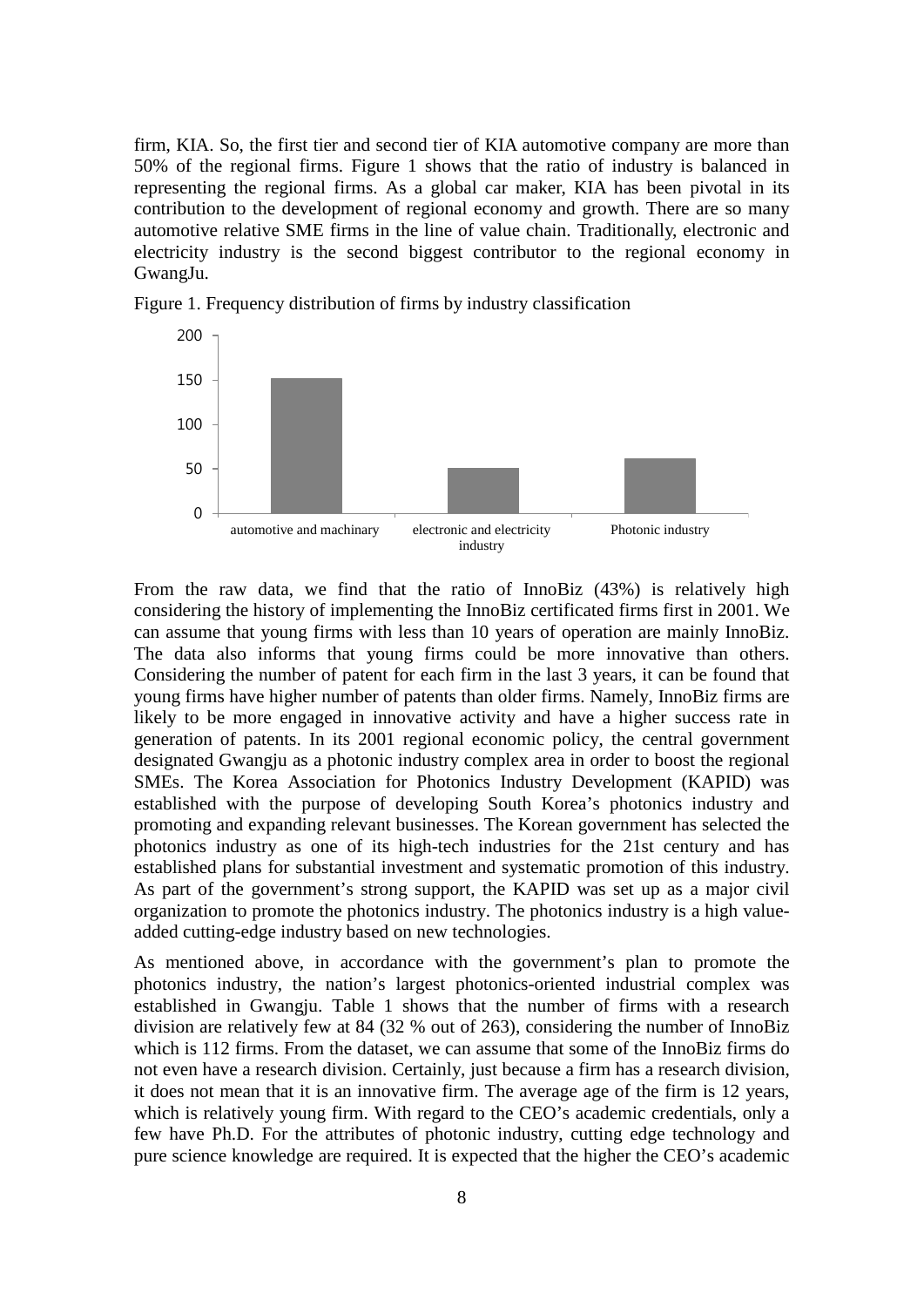firm, KIA. So, the first tier and second tier of KIA automotive company are more than 50% of the regional firms. Figure 1 shows that the ratio of industry is balanced in representing the regional firms. As a global car maker, KIA has been pivotal in its contribution to the development of regional economy and growth. There are so many automotive relative SME firms in the line of value chain. Traditionally, electronic and electricity industry is the second biggest contributor to the regional economy in GwangJu.

Figure 1. Frequency distribution of firms by industry classification

200
150
100
50
0

automotive and machinary
electronic and electricity industry
Photonic industry

From the raw data, we find that the ratio of InnoBiz (43%) is relatively high considering the history of implementing the InnoBiz certificated firms first in 2001. We can assume that young firms with less than 10 years of operation are mainly InnoBiz. The data also informs that young firms could be more innovative than others. Considering the number of patent for each firm in the last 3 years, it can be found that young firms have higher number of patents than older firms. Namely, InnoBiz firms are likely to be more engaged in innovative activity and have a higher success rate in generation of patents. In its 2001 regional economic policy, the central government designated Gwangju as a photonic industry complex area in order to boost the regional SMEs. The Korea Association for Photonics Industry Development (KAPID) was established with the purpose of developing South Korea's photonics industry and promoting and expanding relevant businesses. The Korean government has selected the photonics industry as one of its high-tech industries for the 21st century and has established plans for substantial investment and systematic promotion of this industry. As part of the government's strong support, the KAPID was set up as a major civil organization to promote the photonics industry. The photonics industry is a high value-added cutting-edge industry based on new technologies.

As mentioned above, in accordance with the government's plan to promote the photonics industry, the nation's largest photonics-oriented industrial complex was established in Gwangju. Table 1 shows that the number of firms with a research division are relatively few at 84 (32 % out of 263), considering the number of InnoBiz which is 112 firms. From the dataset, we can assume that some of the InnoBiz firms do not even have a research division. Certainly, just because a firm has a research division, it does not mean that it is an innovative firm. The average age of the firm is 12 years, which is relatively young firm. With regard to the CEO's academic credentials, only a few have Ph.D. For the attributes of photonic industry, cutting edge technology and pure science knowledge are required. It is expected that the higher the CEO's academic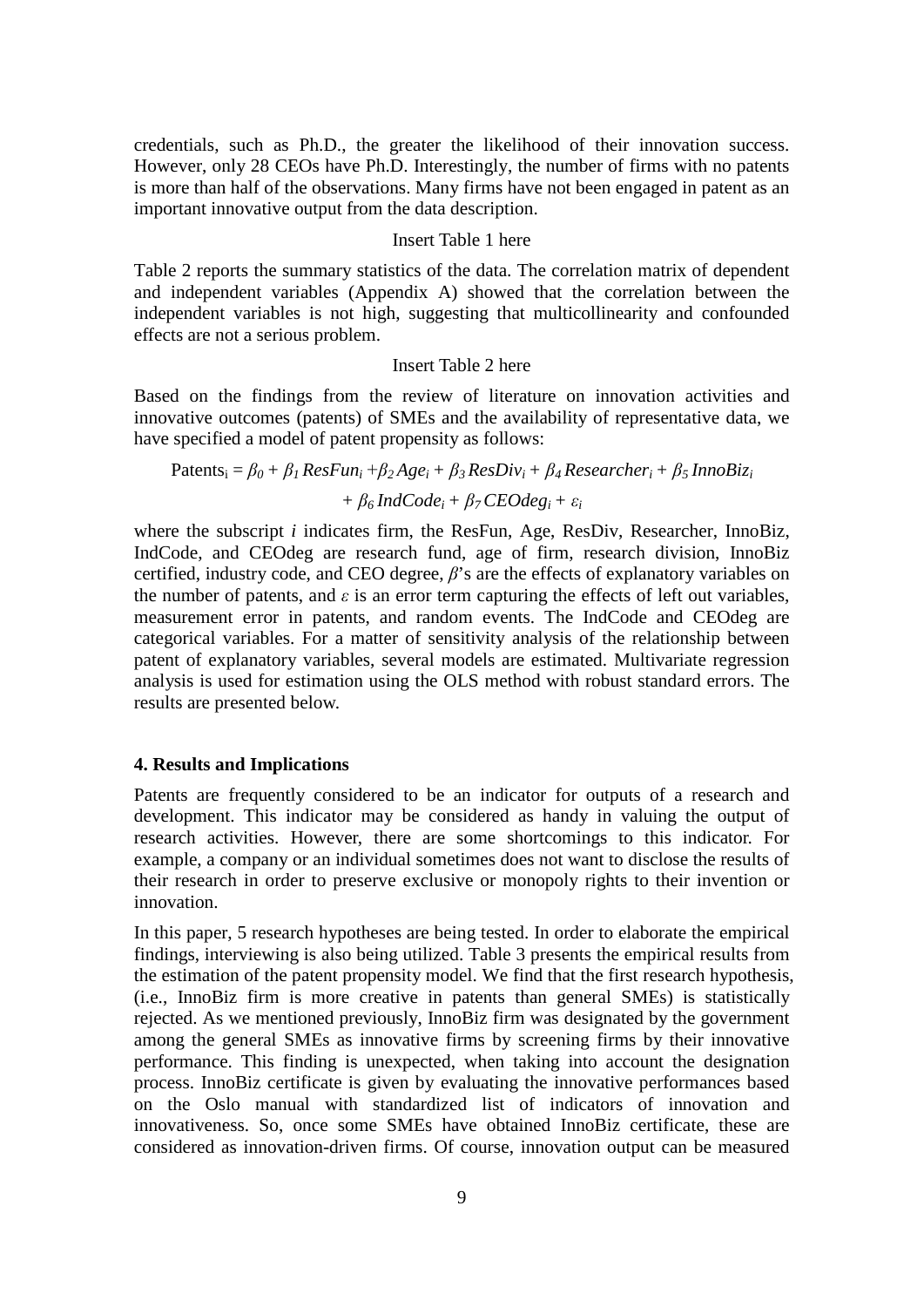credentials, such as Ph.D., the greater the likelihood of their innovation success. However, only 28 CEOs have Ph.D. Interestingly, the number of firms with no patents is more than half of the observations. Many firms have not been engaged in patent as an important innovative output from the data description.

Insert Table 1 here

Table 2 reports the summary statistics of the data. The correlation matrix of dependent and independent variables (Appendix A) showed that the correlation between the independent variables is not high, suggesting that multicollinearity and confounded effects are not a serious problem.

Insert Table 2 here

Based on the findings from the review of literature on innovation activities and innovative outcomes (patents) of SMEs and the availability of representative data, we have specified a model of patent propensity as follows:

$$\text{Patents}_i = \beta_0 + \beta_1 ResFun_i + \beta_2 Age_i + \beta_3 ResDiv_i + \beta_4 Researcher_i + \beta_5 InnoBiz_i + \beta_6 IndCode_i + \beta_7 CEOdeg_i + \varepsilon_i$$

where the subscript *i* indicates firm, the ResFun, Age, ResDiv, Researcher, InnoBiz, IndCode, and CEOdeg are research fund, age of firm, research division, InnoBiz certified, industry code, and CEO degree, $\beta$'s are the effects of explanatory variables on the number of patents, and $\varepsilon$ is an error term capturing the effects of left out variables, measurement error in patents, and random events. The IndCode and CEOdeg are categorical variables. For a matter of sensitivity analysis of the relationship between patent of explanatory variables, several models are estimated. Multivariate regression analysis is used for estimation using the OLS method with robust standard errors. The results are presented below.

### 4. Results and Implications

Patents are frequently considered to be an indicator for outputs of a research and development. This indicator may be considered as handy in valuing the output of research activities. However, there are some shortcomings to this indicator. For example, a company or an individual sometimes does not want to disclose the results of their research in order to preserve exclusive or monopoly rights to their invention or innovation.

In this paper, 5 research hypotheses are being tested. In order to elaborate the empirical findings, interviewing is also being utilized. Table 3 presents the empirical results from the estimation of the patent propensity model. We find that the first research hypothesis, (i.e., InnoBiz firm is more creative in patents than general SMEs) is statistically rejected. As we mentioned previously, InnoBiz firm was designated by the government among the general SMEs as innovative firms by screening firms by their innovative performance. This finding is unexpected, when taking into account the designation process. InnoBiz certificate is given by evaluating the innovative performances based on the Oslo manual with standardized list of indicators of innovation and innovativeness. So, once some SMEs have obtained InnoBiz certificate, these are considered as innovation-driven firms. Of course, innovation output can be measured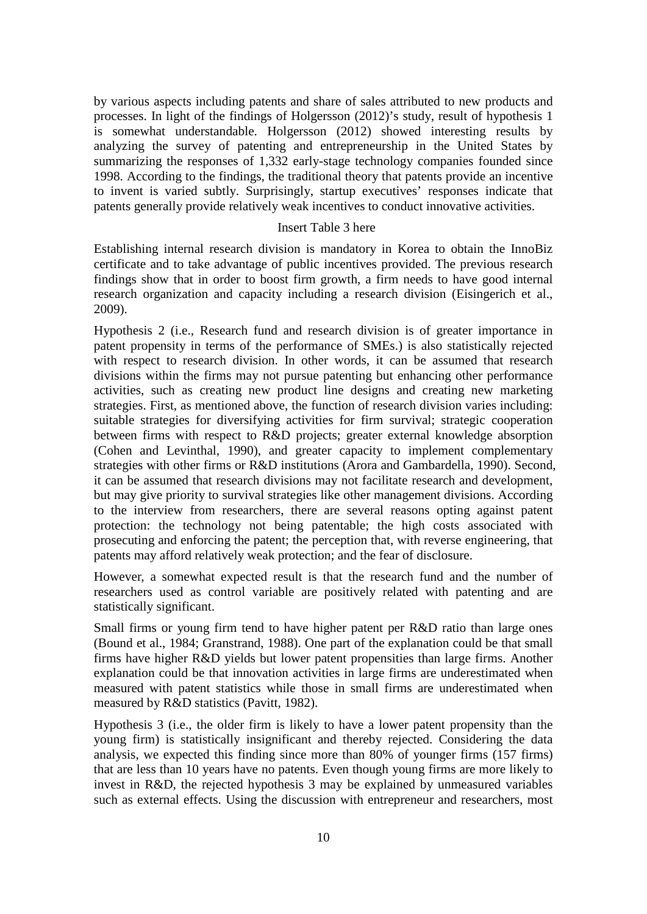by various aspects including patents and share of sales attributed to new products and processes. In light of the findings of Holgersson (2012)'s study, result of hypothesis 1 is somewhat understandable. Holgersson (2012) showed interesting results by analyzing the survey of patenting and entrepreneurship in the United States by summarizing the responses of 1,332 early-stage technology companies founded since 1998. According to the findings, the traditional theory that patents provide an incentive to invent is varied subtly. Surprisingly, startup executives' responses indicate that patents generally provide relatively weak incentives to conduct innovative activities.

Insert Table 3 here

Establishing internal research division is mandatory in Korea to obtain the InnoBiz certificate and to take advantage of public incentives provided. The previous research findings show that in order to boost firm growth, a firm needs to have good internal research organization and capacity including a research division (Eisingerich et al., 2009).

Hypothesis 2 (i.e., Research fund and research division is of greater importance in patent propensity in terms of the performance of SMEs.) is also statistically rejected with respect to research division. In other words, it can be assumed that research divisions within the firms may not pursue patenting but enhancing other performance activities, such as creating new product line designs and creating new marketing strategies. First, as mentioned above, the function of research division varies including: suitable strategies for diversifying activities for firm survival; strategic cooperation between firms with respect to R&D projects; greater external knowledge absorption (Cohen and Levinthal, 1990), and greater capacity to implement complementary strategies with other firms or R&D institutions (Arora and Gambardella, 1990). Second, it can be assumed that research divisions may not facilitate research and development, but may give priority to survival strategies like other management divisions. According to the interview from researchers, there are several reasons opting against patent protection: the technology not being patentable; the high costs associated with prosecuting and enforcing the patent; the perception that, with reverse engineering, that patents may afford relatively weak protection; and the fear of disclosure.

However, a somewhat expected result is that the research fund and the number of researchers used as control variable are positively related with patenting and are statistically significant.

Small firms or young firm tend to have higher patent per R&D ratio than large ones (Bound et al., 1984; Granstrand, 1988). One part of the explanation could be that small firms have higher R&D yields but lower patent propensities than large firms. Another explanation could be that innovation activities in large firms are underestimated when measured with patent statistics while those in small firms are underestimated when measured by R&D statistics (Pavitt, 1982).

Hypothesis 3 (i.e., the older firm is likely to have a lower patent propensity than the young firm) is statistically insignificant and thereby rejected. Considering the data analysis, we expected this finding since more than 80% of younger firms (157 firms) that are less than 10 years have no patents. Even though young firms are more likely to invest in R&D, the rejected hypothesis 3 may be explained by unmeasured variables such as external effects. Using the discussion with entrepreneur and researchers, most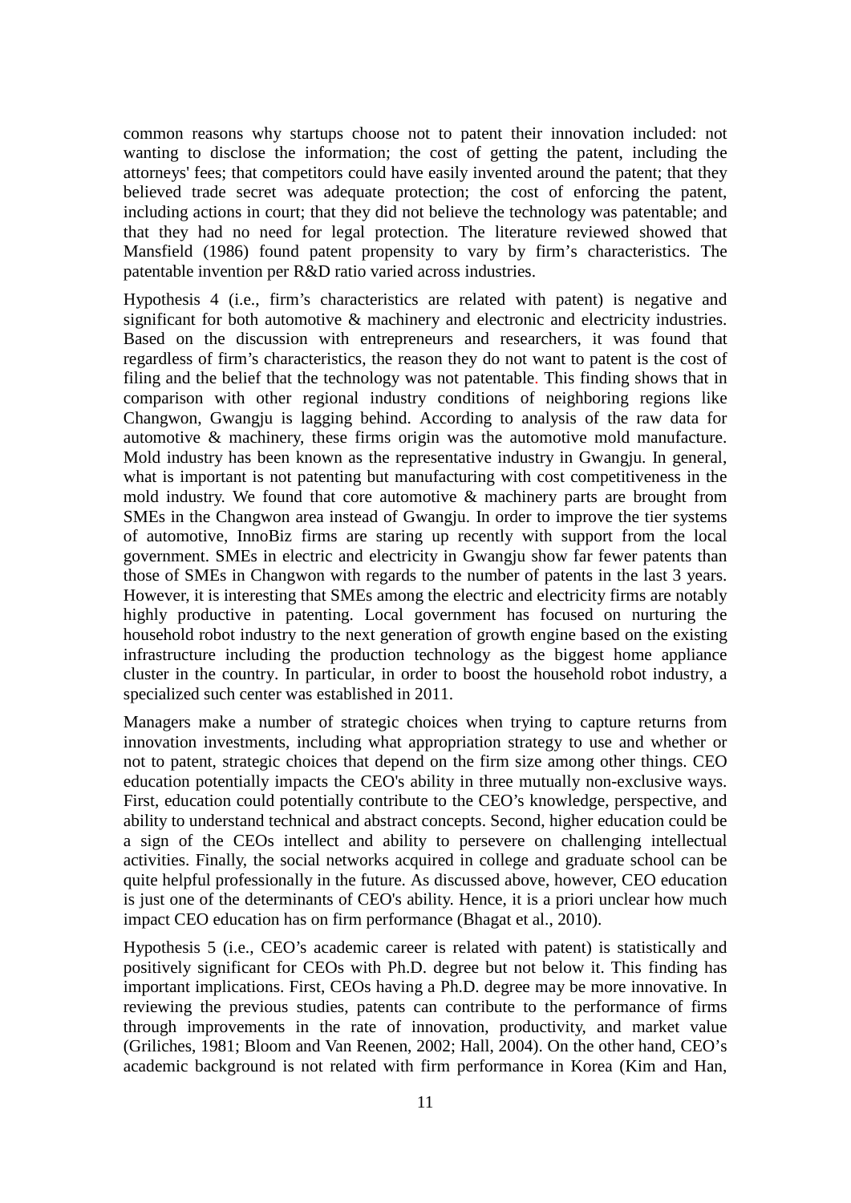common reasons why startups choose not to patent their innovation included: not wanting to disclose the information; the cost of getting the patent, including the attorneys' fees; that competitors could have easily invented around the patent; that they believed trade secret was adequate protection; the cost of enforcing the patent, including actions in court; that they did not believe the technology was patentable; and that they had no need for legal protection. The literature reviewed showed that Mansfield (1986) found patent propensity to vary by firm's characteristics. The patentable invention per R&D ratio varied across industries.

Hypothesis 4 (i.e., firm's characteristics are related with patent) is negative and significant for both automotive & machinery and electronic and electricity industries. Based on the discussion with entrepreneurs and researchers, it was found that regardless of firm's characteristics, the reason they do not want to patent is the cost of filing and the belief that the technology was not patentable. This finding shows that in comparison with other regional industry conditions of neighboring regions like Changwon, Gwangju is lagging behind. According to analysis of the raw data for automotive & machinery, these firms origin was the automotive mold manufacture. Mold industry has been known as the representative industry in Gwangju. In general, what is important is not patenting but manufacturing with cost competitiveness in the mold industry. We found that core automotive & machinery parts are brought from SMEs in the Changwon area instead of Gwangju. In order to improve the tier systems of automotive, InnoBiz firms are staring up recently with support from the local government. SMEs in electric and electricity in Gwangju show far fewer patents than those of SMEs in Changwon with regards to the number of patents in the last 3 years. However, it is interesting that SMEs among the electric and electricity firms are notably highly productive in patenting. Local government has focused on nurturing the household robot industry to the next generation of growth engine based on the existing infrastructure including the production technology as the biggest home appliance cluster in the country. In particular, in order to boost the household robot industry, a specialized such center was established in 2011.

Managers make a number of strategic choices when trying to capture returns from innovation investments, including what appropriation strategy to use and whether or not to patent, strategic choices that depend on the firm size among other things. CEO education potentially impacts the CEO's ability in three mutually non-exclusive ways. First, education could potentially contribute to the CEO's knowledge, perspective, and ability to understand technical and abstract concepts. Second, higher education could be a sign of the CEOs intellect and ability to persevere on challenging intellectual activities. Finally, the social networks acquired in college and graduate school can be quite helpful professionally in the future. As discussed above, however, CEO education is just one of the determinants of CEO's ability. Hence, it is a priori unclear how much impact CEO education has on firm performance (Bhagat et al., 2010).

Hypothesis 5 (i.e., CEO's academic career is related with patent) is statistically and positively significant for CEOs with Ph.D. degree but not below it. This finding has important implications. First, CEOs having a Ph.D. degree may be more innovative. In reviewing the previous studies, patents can contribute to the performance of firms through improvements in the rate of innovation, productivity, and market value (Griliches, 1981; Bloom and Van Reenen, 2002; Hall, 2004). On the other hand, CEO's academic background is not related with firm performance in Korea (Kim and Han,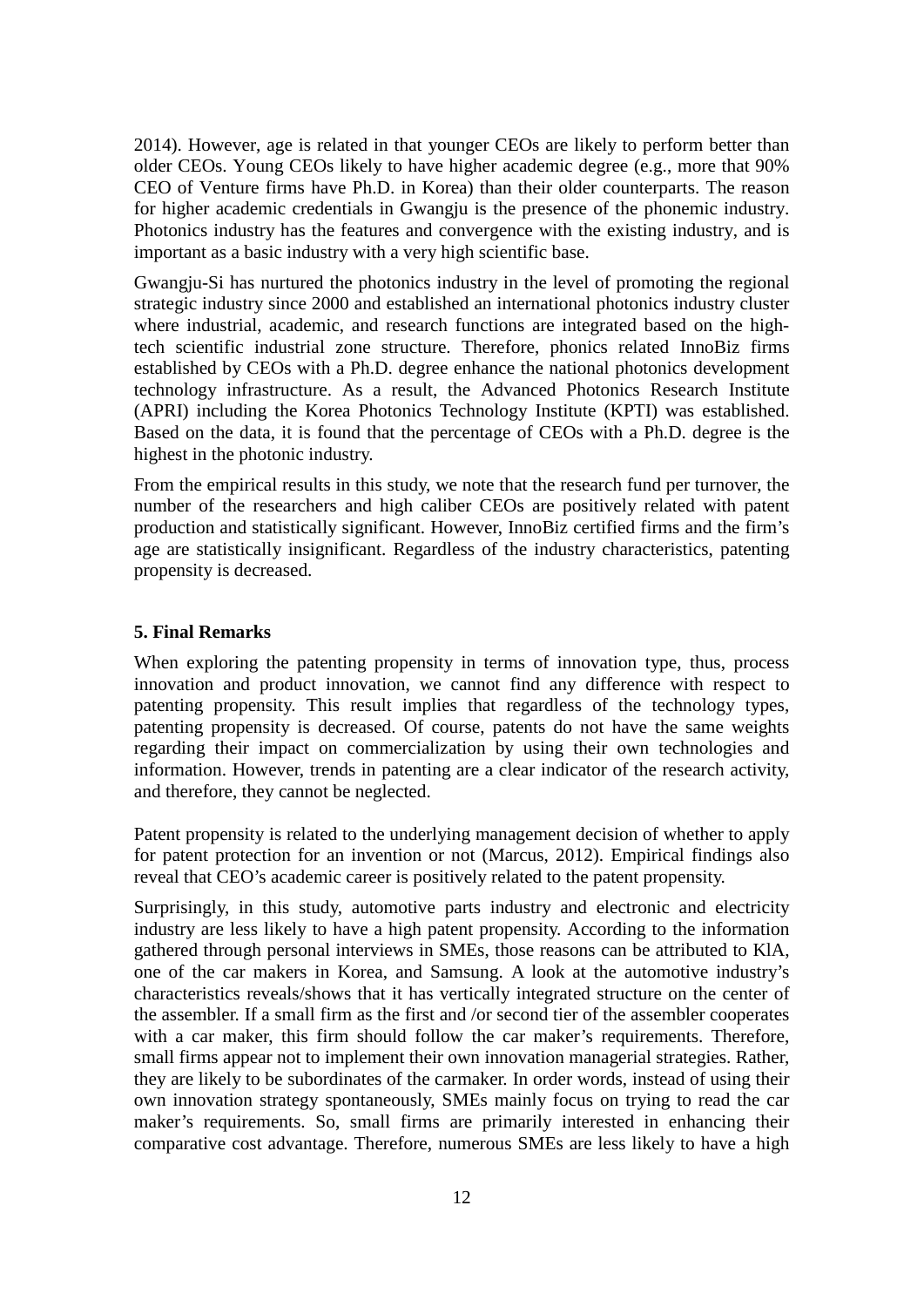2014). However, age is related in that younger CEOs are likely to perform better than older CEOs. Young CEOs likely to have higher academic degree (e.g., more that 90% CEO of Venture firms have Ph.D. in Korea) than their older counterparts. The reason for higher academic credentials in Gwangju is the presence of the phonemic industry. Photonics industry has the features and convergence with the existing industry, and is important as a basic industry with a very high scientific base.

Gwangju-Si has nurtured the photonics industry in the level of promoting the regional strategic industry since 2000 and established an international photonics industry cluster where industrial, academic, and research functions are integrated based on the high-tech scientific industrial zone structure. Therefore, phonics related InnoBiz firms established by CEOs with a Ph.D. degree enhance the national photonics development technology infrastructure. As a result, the Advanced Photonics Research Institute (APRI) including the Korea Photonics Technology Institute (KPTI) was established. Based on the data, it is found that the percentage of CEOs with a Ph.D. degree is the highest in the photonic industry.

From the empirical results in this study, we note that the research fund per turnover, the number of the researchers and high caliber CEOs are positively related with patent production and statistically significant. However, InnoBiz certified firms and the firm's age are statistically insignificant. Regardless of the industry characteristics, patenting propensity is decreased.

## 5. Final Remarks

When exploring the patenting propensity in terms of innovation type, thus, process innovation and product innovation, we cannot find any difference with respect to patenting propensity. This result implies that regardless of the technology types, patenting propensity is decreased. Of course, patents do not have the same weights regarding their impact on commercialization by using their own technologies and information. However, trends in patenting are a clear indicator of the research activity, and therefore, they cannot be neglected.

Patent propensity is related to the underlying management decision of whether to apply for patent protection for an invention or not (Marcus, 2012). Empirical findings also reveal that CEO's academic career is positively related to the patent propensity.

Surprisingly, in this study, automotive parts industry and electronic and electricity industry are less likely to have a high patent propensity. According to the information gathered through personal interviews in SMEs, those reasons can be attributed to KlA, one of the car makers in Korea, and Samsung. A look at the automotive industry's characteristics reveals/shows that it has vertically integrated structure on the center of the assembler. If a small firm as the first and /or second tier of the assembler cooperates with a car maker, this firm should follow the car maker's requirements. Therefore, small firms appear not to implement their own innovation managerial strategies. Rather, they are likely to be subordinates of the carmaker. In order words, instead of using their own innovation strategy spontaneously, SMEs mainly focus on trying to read the car maker's requirements. So, small firms are primarily interested in enhancing their comparative cost advantage. Therefore, numerous SMEs are less likely to have a high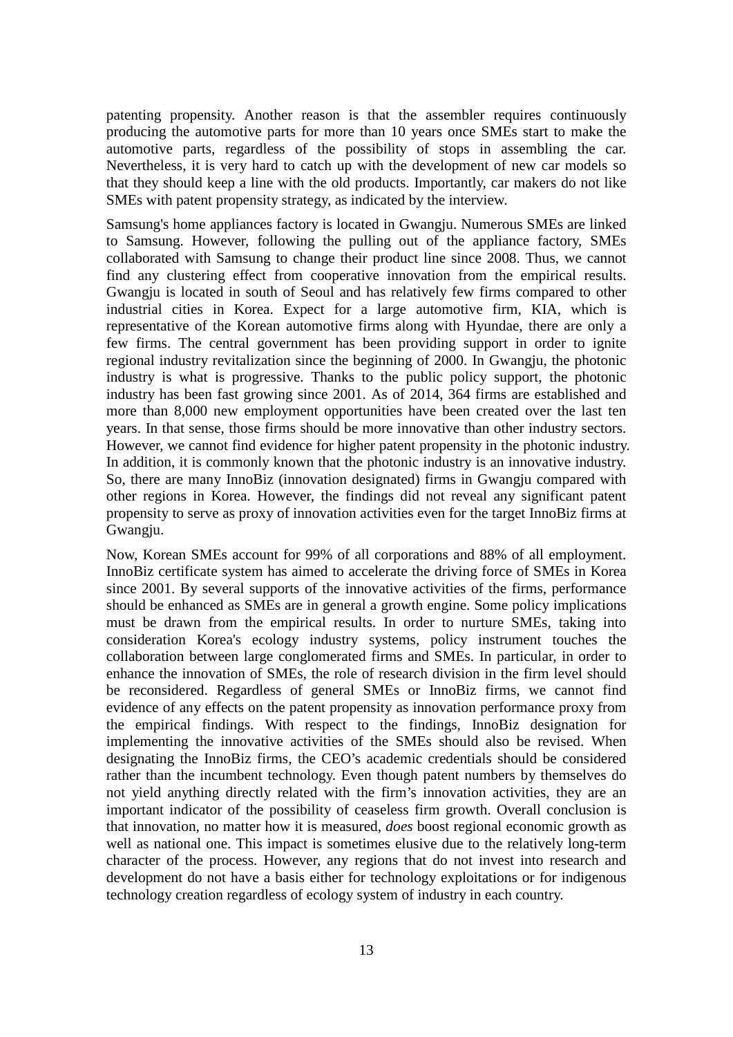patenting propensity. Another reason is that the assembler requires continuously producing the automotive parts for more than 10 years once SMEs start to make the automotive parts, regardless of the possibility of stops in assembling the car. Nevertheless, it is very hard to catch up with the development of new car models so that they should keep a line with the old products. Importantly, car makers do not like SMEs with patent propensity strategy, as indicated by the interview.

Samsung's home appliances factory is located in Gwangju. Numerous SMEs are linked to Samsung. However, following the pulling out of the appliance factory, SMEs collaborated with Samsung to change their product line since 2008. Thus, we cannot find any clustering effect from cooperative innovation from the empirical results. Gwangju is located in south of Seoul and has relatively few firms compared to other industrial cities in Korea. Expect for a large automotive firm, KIA, which is representative of the Korean automotive firms along with Hyundae, there are only a few firms. The central government has been providing support in order to ignite regional industry revitalization since the beginning of 2000. In Gwangju, the photonic industry is what is progressive. Thanks to the public policy support, the photonic industry has been fast growing since 2001. As of 2014, 364 firms are established and more than 8,000 new employment opportunities have been created over the last ten years. In that sense, those firms should be more innovative than other industry sectors. However, we cannot find evidence for higher patent propensity in the photonic industry. In addition, it is commonly known that the photonic industry is an innovative industry. So, there are many InnoBiz (innovation designated) firms in Gwangju compared with other regions in Korea. However, the findings did not reveal any significant patent propensity to serve as proxy of innovation activities even for the target InnoBiz firms at Gwangju.

Now, Korean SMEs account for 99% of all corporations and 88% of all employment. InnoBiz certificate system has aimed to accelerate the driving force of SMEs in Korea since 2001. By several supports of the innovative activities of the firms, performance should be enhanced as SMEs are in general a growth engine. Some policy implications must be drawn from the empirical results. In order to nurture SMEs, taking into consideration Korea's ecology industry systems, policy instrument touches the collaboration between large conglomerated firms and SMEs. In particular, in order to enhance the innovation of SMEs, the role of research division in the firm level should be reconsidered. Regardless of general SMEs or InnoBiz firms, we cannot find evidence of any effects on the patent propensity as innovation performance proxy from the empirical findings. With respect to the findings, InnoBiz designation for implementing the innovative activities of the SMEs should also be revised. When designating the InnoBiz firms, the CEO's academic credentials should be considered rather than the incumbent technology. Even though patent numbers by themselves do not yield anything directly related with the firm's innovation activities, they are an important indicator of the possibility of ceaseless firm growth. Overall conclusion is that innovation, no matter how it is measured, *does* boost regional economic growth as well as national one. This impact is sometimes elusive due to the relatively long-term character of the process. However, any regions that do not invest into research and development do not have a basis either for technology exploitations or for indigenous technology creation regardless of ecology system of industry in each country.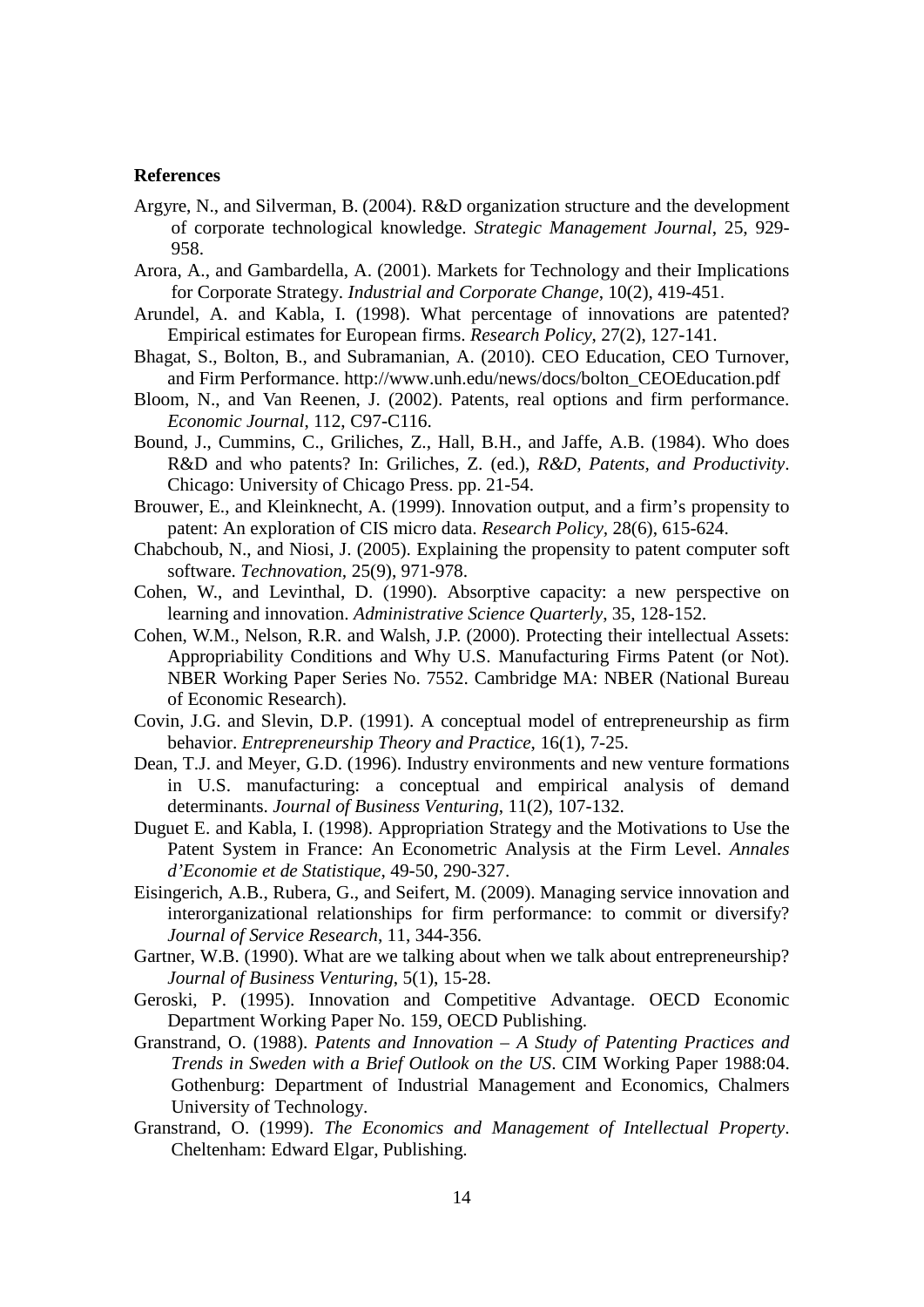**References**

Argyre, N., and Silverman, B. (2004). R&D organization structure and the development of corporate technological knowledge. *Strategic Management Journal*, 25, 929-958.

Arora, A., and Gambardella, A. (2001). Markets for Technology and their Implications for Corporate Strategy. *Industrial and Corporate Change*, 10(2), 419-451.

Arundel, A. and Kabla, I. (1998). What percentage of innovations are patented? Empirical estimates for European firms. *Research Policy*, 27(2), 127-141.

Bhagat, S., Bolton, B., and Subramanian, A. (2010). CEO Education, CEO Turnover, and Firm Performance. http://www.unh.edu/news/docs/bolton_CEOEducation.pdf

Bloom, N., and Van Reenen, J. (2002). Patents, real options and firm performance. *Economic Journal*, 112, C97-C116.

Bound, J., Cummins, C., Griliches, Z., Hall, B.H., and Jaffe, A.B. (1984). Who does R&D and who patents? In: Griliches, Z. (ed.), *R&D, Patents, and Productivity*. Chicago: University of Chicago Press. pp. 21-54.

Brouwer, E., and Kleinknecht, A. (1999). Innovation output, and a firm's propensity to patent: An exploration of CIS micro data. *Research Policy*, 28(6), 615-624.

Chabchoub, N., and Niosi, J. (2005). Explaining the propensity to patent computer soft software. *Technovation*, 25(9), 971-978.

Cohen, W., and Levinthal, D. (1990). Absorptive capacity: a new perspective on learning and innovation. *Administrative Science Quarterly*, 35, 128-152.

Cohen, W.M., Nelson, R.R. and Walsh, J.P. (2000). Protecting their intellectual Assets: Appropriability Conditions and Why U.S. Manufacturing Firms Patent (or Not). NBER Working Paper Series No. 7552. Cambridge MA: NBER (National Bureau of Economic Research).

Covin, J.G. and Slevin, D.P. (1991). A conceptual model of entrepreneurship as firm behavior. *Entrepreneurship Theory and Practice*, 16(1), 7-25.

Dean, T.J. and Meyer, G.D. (1996). Industry environments and new venture formations in U.S. manufacturing: a conceptual and empirical analysis of demand determinants. *Journal of Business Venturing*, 11(2), 107-132.

Duguet E. and Kabla, I. (1998). Appropriation Strategy and the Motivations to Use the Patent System in France: An Econometric Analysis at the Firm Level. *Annales d'Economie et de Statistique*, 49-50, 290-327.

Eisingerich, A.B., Rubera, G., and Seifert, M. (2009). Managing service innovation and interorganizational relationships for firm performance: to commit or diversify? *Journal of Service Research*, 11, 344-356.

Gartner, W.B. (1990). What are we talking about when we talk about entrepreneurship? *Journal of Business Venturing*, 5(1), 15-28.

Geroski, P. (1995). Innovation and Competitive Advantage. OECD Economic Department Working Paper No. 159, OECD Publishing.

Granstrand, O. (1988). *Patents and Innovation – A Study of Patenting Practices and Trends in Sweden with a Brief Outlook on the US*. CIM Working Paper 1988:04. Gothenburg: Department of Industrial Management and Economics, Chalmers University of Technology.

Granstrand, O. (1999). *The Economics and Management of Intellectual Property*. Cheltenham: Edward Elgar, Publishing.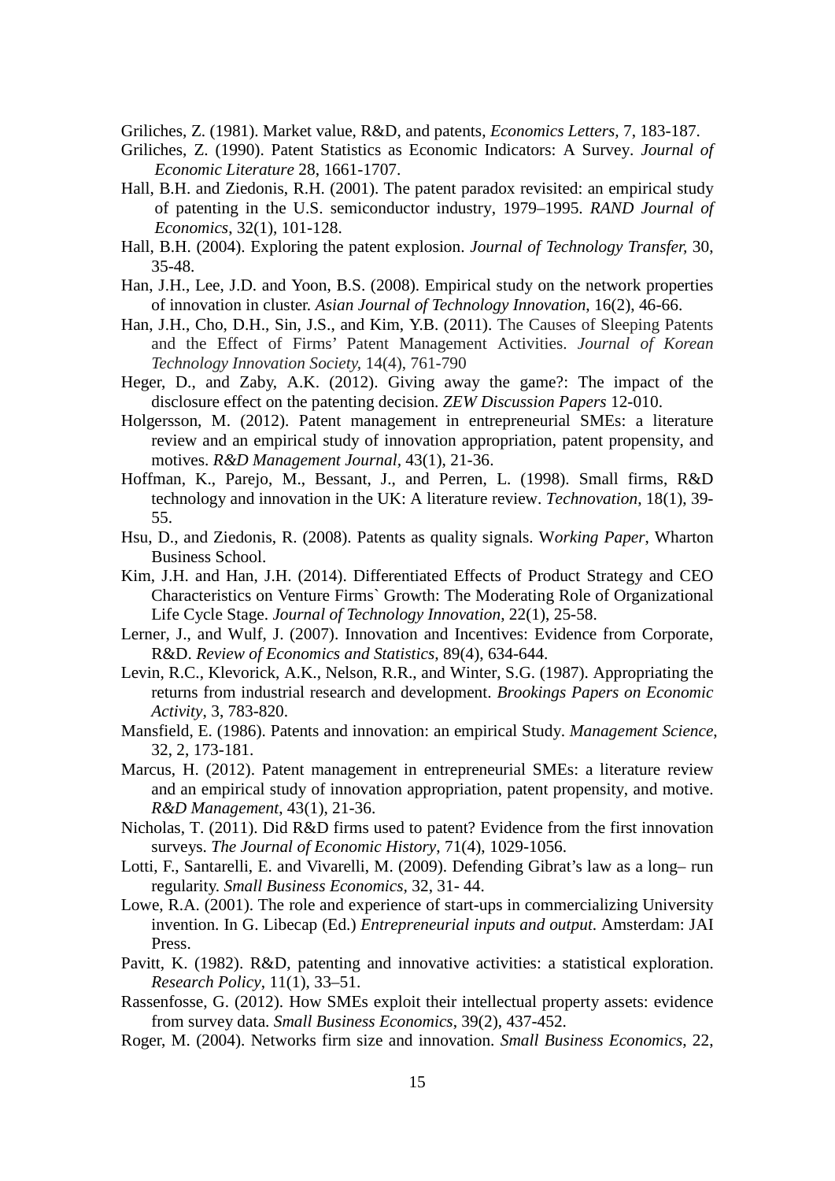Griliches, Z. (1981). Market value, R&D, and patents, *Economics Letters*, 7, 183-187.

Griliches, Z. (1990). Patent Statistics as Economic Indicators: A Survey. *Journal of Economic Literature* 28, 1661-1707.

Hall, B.H. and Ziedonis, R.H. (2001). The patent paradox revisited: an empirical study of patenting in the U.S. semiconductor industry, 1979–1995. *RAND Journal of Economics*, 32(1), 101-128.

Hall, B.H. (2004). Exploring the patent explosion. *Journal of Technology Transfer,* 30, 35-48.

Han, J.H., Lee, J.D. and Yoon, B.S. (2008). Empirical study on the network properties of innovation in cluster. *Asian Journal of Technology Innovation*, 16(2), 46-66.

Han, J.H., Cho, D.H., Sin, J.S., and Kim, Y.B. (2011). The Causes of Sleeping Patents and the Effect of Firms' Patent Management Activities. *Journal of Korean Technology Innovation Society,* 14(4), 761-790

Heger, D., and Zaby, A.K. (2012). Giving away the game?: The impact of the disclosure effect on the patenting decision. *ZEW Discussion Papers* 12-010.

Holgersson, M. (2012). Patent management in entrepreneurial SMEs: a literature review and an empirical study of innovation appropriation, patent propensity, and motives. *R&D Management Journal*, 43(1), 21-36.

Hoffman, K., Parejo, M., Bessant, J., and Perren, L. (1998). Small firms, R&D technology and innovation in the UK: A literature review. *Technovation*, 18(1), 39-55.

Hsu, D., and Ziedonis, R. (2008). Patents as quality signals. W*orking Paper*, Wharton Business School.

Kim, J.H. and Han, J.H. (2014). Differentiated Effects of Product Strategy and CEO Characteristics on Venture Firms` Growth: The Moderating Role of Organizational Life Cycle Stage. *Journal of Technology Innovation*, 22(1), 25-58.

Lerner, J., and Wulf, J. (2007). Innovation and Incentives: Evidence from Corporate, R&D. *Review of Economics and Statistics*, 89(4), 634-644.

Levin, R.C., Klevorick, A.K., Nelson, R.R., and Winter, S.G. (1987). Appropriating the returns from industrial research and development. *Brookings Papers on Economic Activity*, 3, 783-820.

Mansfield, E. (1986). Patents and innovation: an empirical Study. *Management Science*, 32, 2, 173-181.

Marcus, H. (2012). Patent management in entrepreneurial SMEs: a literature review and an empirical study of innovation appropriation, patent propensity, and motive. *R&D Management*, 43(1), 21-36.

Nicholas, T. (2011). Did R&D firms used to patent? Evidence from the first innovation surveys. *The Journal of Economic History*, 71(4), 1029-1056.

Lotti, F., Santarelli, E. and Vivarelli, M. (2009). Defending Gibrat's law as a long– run regularity. *Small Business Economics,* 32, 31- 44.

Lowe, R.A. (2001). The role and experience of start-ups in commercializing University invention. In G. Libecap (Ed.) *Entrepreneurial inputs and output*. Amsterdam: JAI Press.

Pavitt, K. (1982). R&D, patenting and innovative activities: a statistical exploration. *Research Policy*, 11(1), 33–51.

Rassenfosse, G. (2012). How SMEs exploit their intellectual property assets: evidence from survey data. *Small Business Economics*, 39(2), 437-452.

Roger, M. (2004). Networks firm size and innovation. *Small Business Economics*, 22,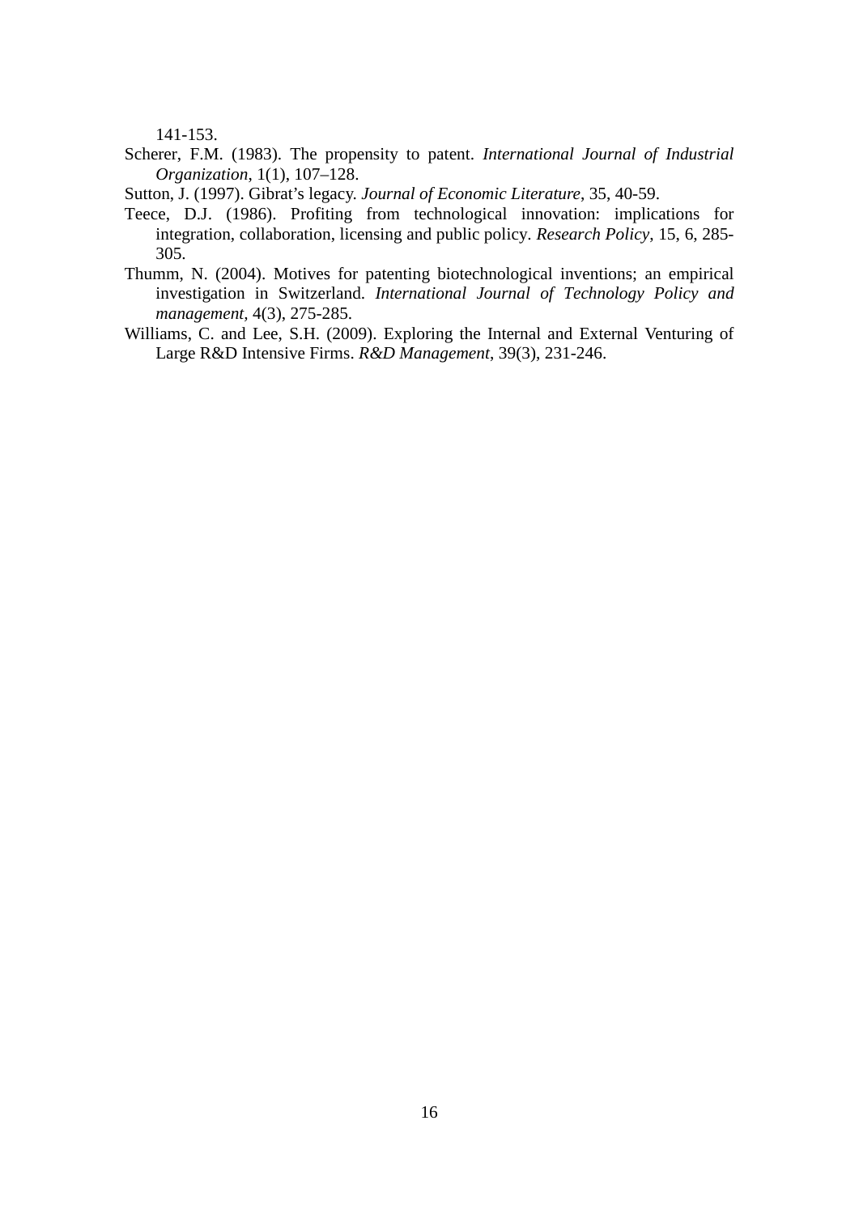141-153.

Scherer, F.M. (1983). The propensity to patent. *International Journal of Industrial Organization*, 1(1), 107–128.

Sutton, J. (1997). Gibrat's legacy. *Journal of Economic Literature*, 35, 40-59.

Teece, D.J. (1986). Profiting from technological innovation: implications for integration, collaboration, licensing and public policy. *Research Policy*, 15, 6, 285-305.

Thumm, N. (2004). Motives for patenting biotechnological inventions; an empirical investigation in Switzerland. *International Journal of Technology Policy and management*, 4(3), 275-285.

Williams, C. and Lee, S.H. (2009). Exploring the Internal and External Venturing of Large R&D Intensive Firms. *R&D Management*, 39(3), 231-246.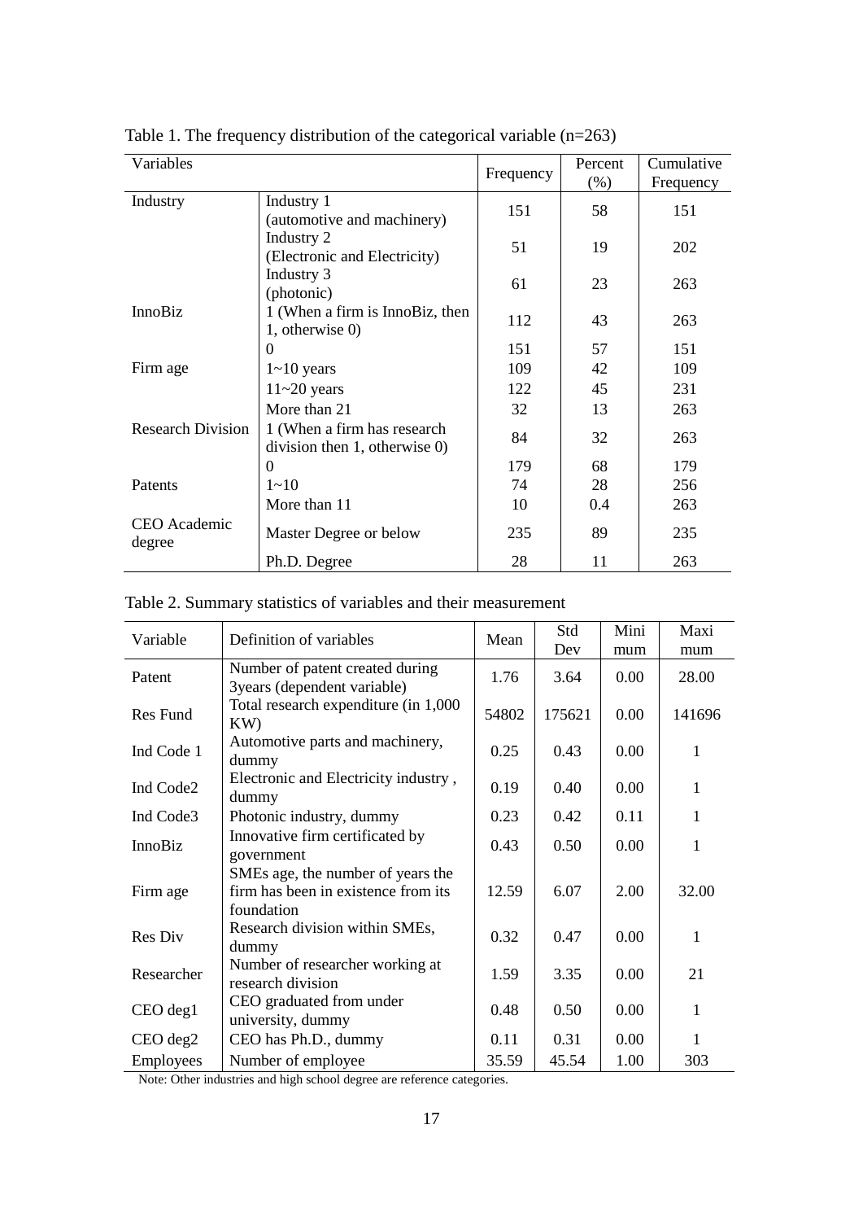Table 1. The frequency distribution of the categorical variable (n=263)

| Variables | | Frequency | Percent (%) | Cumulative Frequency |
|---|---|---|---|---|
| Industry | Industry 1 (automotive and machinery) | 151 | 58 | 151 |
| | Industry 2 (Electronic and Electricity) | 51 | 19 | 202 |
| | Industry 3 (photonic) | 61 | 23 | 263 |
| InnoBiz | 1 (When a firm is InnoBiz, then 1, otherwise 0) | 112 | 43 | 263 |
| | 0 | 151 | 57 | 151 |
| Firm age | 1~10 years | 109 | 42 | 109 |
| | 11~20 years | 122 | 45 | 231 |
| | More than 21 | 32 | 13 | 263 |
| Research Division | 1 (When a firm has research division then 1, otherwise 0) | 84 | 32 | 263 |
| | 0 | 179 | 68 | 179 |
| Patents | 1~10 | 74 | 28 | 256 |
| | More than 11 | 10 | 0.4 | 263 |
| CEO Academic degree | Master Degree or below | 235 | 89 | 235 |
| | Ph.D. Degree | 28 | 11 | 263 |

Table 2. Summary statistics of variables and their measurement

| Variable | Definition of variables | Mean | Std Dev | Minimum | Maximum |
|---|---|---|---|---|---|
| Patent | Number of patent created during 3years (dependent variable) | 1.76 | 3.64 | 0.00 | 28.00 |
| Res Fund | Total research expenditure (in 1,000 KW) | 54802 | 175621 | 0.00 | 141696 |
| Ind Code 1 | Automotive parts and machinery, dummy | 0.25 | 0.43 | 0.00 | 1 |
| Ind Code2 | Electronic and Electricity industry , dummy | 0.19 | 0.40 | 0.00 | 1 |
| Ind Code3 | Photonic industry, dummy | 0.23 | 0.42 | 0.11 | 1 |
| InnoBiz | Innovative firm certificated by government | 0.43 | 0.50 | 0.00 | 1 |
| Firm age | SMEs age, the number of years the firm has been in existence from its foundation | 12.59 | 6.07 | 2.00 | 32.00 |
| Res Div | Research division within SMEs, dummy | 0.32 | 0.47 | 0.00 | 1 |
| Researcher | Number of researcher working at research division | 1.59 | 3.35 | 0.00 | 21 |
| CEO deg1 | CEO graduated from under university, dummy | 0.48 | 0.50 | 0.00 | 1 |
| CEO deg2 | CEO has Ph.D., dummy | 0.11 | 0.31 | 0.00 | 1 |
| Employees | Number of employee | 35.59 | 45.54 | 1.00 | 303 |

Note: Other industries and high school degree are reference categories.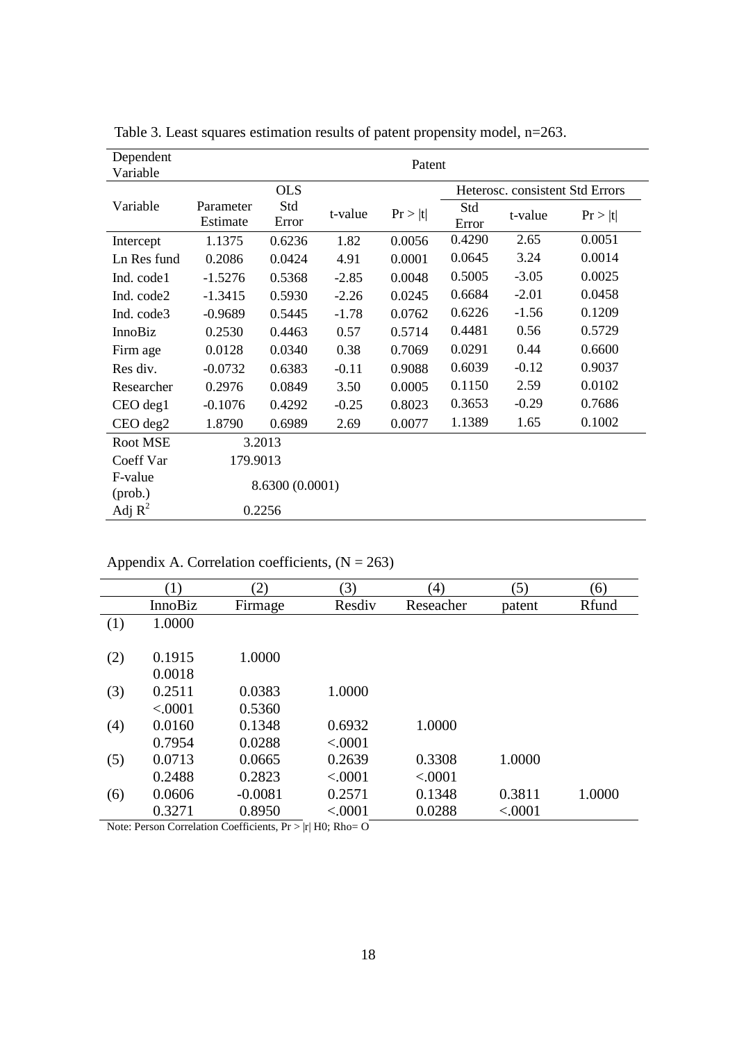Table 3. Least squares estimation results of patent propensity model, n=263.

| Dependent Variable | Patent | | | | | | |
|---|---|---|---|---|---|---|---|
| | OLS | | | | Heterosc. consistent Std Errors | | |
| Variable | Parameter Estimate | Std Error | t-value | Pr > \|t\| | Std Error | t-value | Pr > \|t\| |
| Intercept | 1.1375 | 0.6236 | 1.82 | 0.0056 | 0.4290 | 2.65 | 0.0051 |
| Ln Res fund | 0.2086 | 0.0424 | 4.91 | 0.0001 | 0.0645 | 3.24 | 0.0014 |
| Ind. code1 | -1.5276 | 0.5368 | -2.85 | 0.0048 | 0.5005 | -3.05 | 0.0025 |
| Ind. code2 | -1.3415 | 0.5930 | -2.26 | 0.0245 | 0.6684 | -2.01 | 0.0458 |
| Ind. code3 | -0.9689 | 0.5445 | -1.78 | 0.0762 | 0.6226 | -1.56 | 0.1209 |
| InnoBiz | 0.2530 | 0.4463 | 0.57 | 0.5714 | 0.4481 | 0.56 | 0.5729 |
| Firm age | 0.0128 | 0.0340 | 0.38 | 0.7069 | 0.0291 | 0.44 | 0.6600 |
| Res div. | -0.0732 | 0.6383 | -0.11 | 0.9088 | 0.6039 | -0.12 | 0.9037 |
| Researcher | 0.2976 | 0.0849 | 3.50 | 0.0005 | 0.1150 | 2.59 | 0.0102 |
| CEO deg1 | -0.1076 | 0.4292 | -0.25 | 0.8023 | 0.3653 | -0.29 | 0.7686 |
| CEO deg2 | 1.8790 | 0.6989 | 2.69 | 0.0077 | 1.1389 | 1.65 | 0.1002 |
| Root MSE | 3.2013 | | | | | | |
| Coeff Var | 179.9013 | | | | | | |
| F-value (prob.) | 8.6300 (0.0001) | | | | | | |
| Adj $R^2$ | 0.2256 | | | | | | |

Appendix A. Correlation coefficients, (N = 263)

| | (1) | (2) | (3) | (4) | (5) | (6) |
|---|---|---|---|---|---|---|
| | InnoBiz | Firmage | Resdiv | Reseacher | patent | Rfund |
| (1) | 1.0000 | | | | | |
| (2) | 0.1915 | 1.0000 | | | | |
| | 0.0018 | | | | | |
| (3) | 0.2511 | 0.0383 | 1.0000 | | | |
| | <.0001 | 0.5360 | | | | |
| (4) | 0.0160 | 0.1348 | 0.6932 | 1.0000 | | |
| | 0.7954 | 0.0288 | <.0001 | | | |
| (5) | 0.0713 | 0.0665 | 0.2639 | 0.3308 | 1.0000 | |
| | 0.2488 | 0.2823 | <.0001 | <.0001 | | |
| (6) | 0.0606 | -0.0081 | 0.2571 | 0.1348 | 0.3811 | 1.0000 |
| | 0.3271 | 0.8950 | <.0001 | 0.0288 | <.0001 | |

Note: Person Correlation Coefficients, Pr > |r| H0; Rho= O